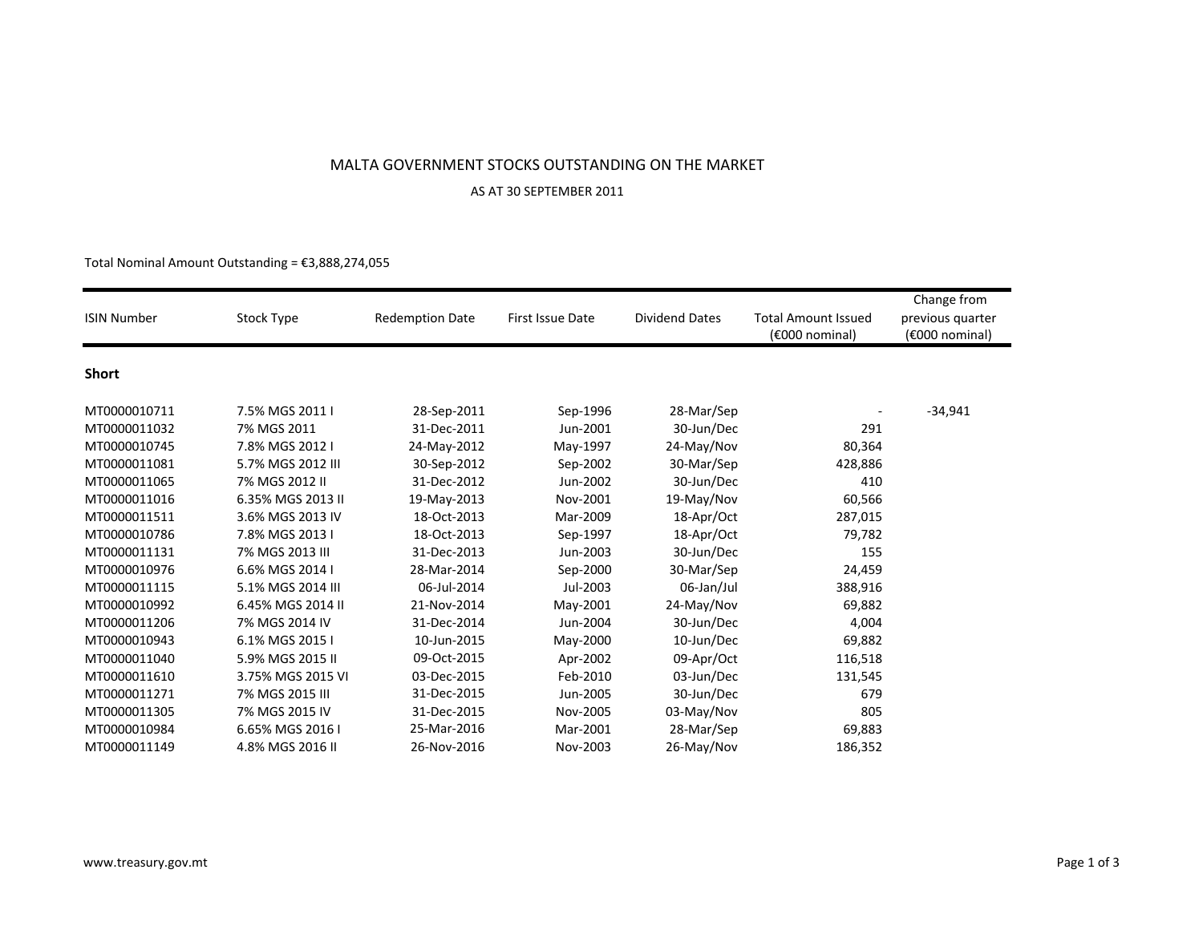# MALTA GOVERNMENT STOCKS OUTSTANDING ON THE MARKET

AS AT 30 SEPTEMBER 2011

Total Nominal Amount Outstanding = €3,888,274,055

| ISIN Number | Stock Type | Redemption Date | First Issue Date | Dividend Dates | Total Amount Issued (€000 nominal) | Change from previous quarter (€000 nominal) |
|---|---|---|---|---|---|---|
| **Short** | | | | | | |
| MT0000010711 | 7.5% MGS 2011 I | 28-Sep-2011 | Sep-1996 | 28-Mar/Sep | - | -34,941 |
| MT0000011032 | 7% MGS 2011 | 31-Dec-2011 | Jun-2001 | 30-Jun/Dec | 291 | |
| MT0000010745 | 7.8% MGS 2012 I | 24-May-2012 | May-1997 | 24-May/Nov | 80,364 | |
| MT0000011081 | 5.7% MGS 2012 III | 30-Sep-2012 | Sep-2002 | 30-Mar/Sep | 428,886 | |
| MT0000011065 | 7% MGS 2012 II | 31-Dec-2012 | Jun-2002 | 30-Jun/Dec | 410 | |
| MT0000011016 | 6.35% MGS 2013 II | 19-May-2013 | Nov-2001 | 19-May/Nov | 60,566 | |
| MT0000011511 | 3.6% MGS 2013 IV | 18-Oct-2013 | Mar-2009 | 18-Apr/Oct | 287,015 | |
| MT0000010786 | 7.8% MGS 2013 I | 18-Oct-2013 | Sep-1997 | 18-Apr/Oct | 79,782 | |
| MT0000011131 | 7% MGS 2013 III | 31-Dec-2013 | Jun-2003 | 30-Jun/Dec | 155 | |
| MT0000010976 | 6.6% MGS 2014 I | 28-Mar-2014 | Sep-2000 | 30-Mar/Sep | 24,459 | |
| MT0000011115 | 5.1% MGS 2014 III | 06-Jul-2014 | Jul-2003 | 06-Jan/Jul | 388,916 | |
| MT0000010992 | 6.45% MGS 2014 II | 21-Nov-2014 | May-2001 | 24-May/Nov | 69,882 | |
| MT0000011206 | 7% MGS 2014 IV | 31-Dec-2014 | Jun-2004 | 30-Jun/Dec | 4,004 | |
| MT0000010943 | 6.1% MGS 2015 I | 10-Jun-2015 | May-2000 | 10-Jun/Dec | 69,882 | |
| MT0000011040 | 5.9% MGS 2015 II | 09-Oct-2015 | Apr-2002 | 09-Apr/Oct | 116,518 | |
| MT0000011610 | 3.75% MGS 2015 VI | 03-Dec-2015 | Feb-2010 | 03-Jun/Dec | 131,545 | |
| MT0000011271 | 7% MGS 2015 III | 31-Dec-2015 | Jun-2005 | 30-Jun/Dec | 679 | |
| MT0000011305 | 7% MGS 2015 IV | 31-Dec-2015 | Nov-2005 | 03-May/Nov | 805 | |
| MT0000010984 | 6.65% MGS 2016 I | 25-Mar-2016 | Mar-2001 | 28-Mar/Sep | 69,883 | |
| MT0000011149 | 4.8% MGS 2016 II | 26-Nov-2016 | Nov-2003 | 26-May/Nov | 186,352 | |

www.treasury.gov.mt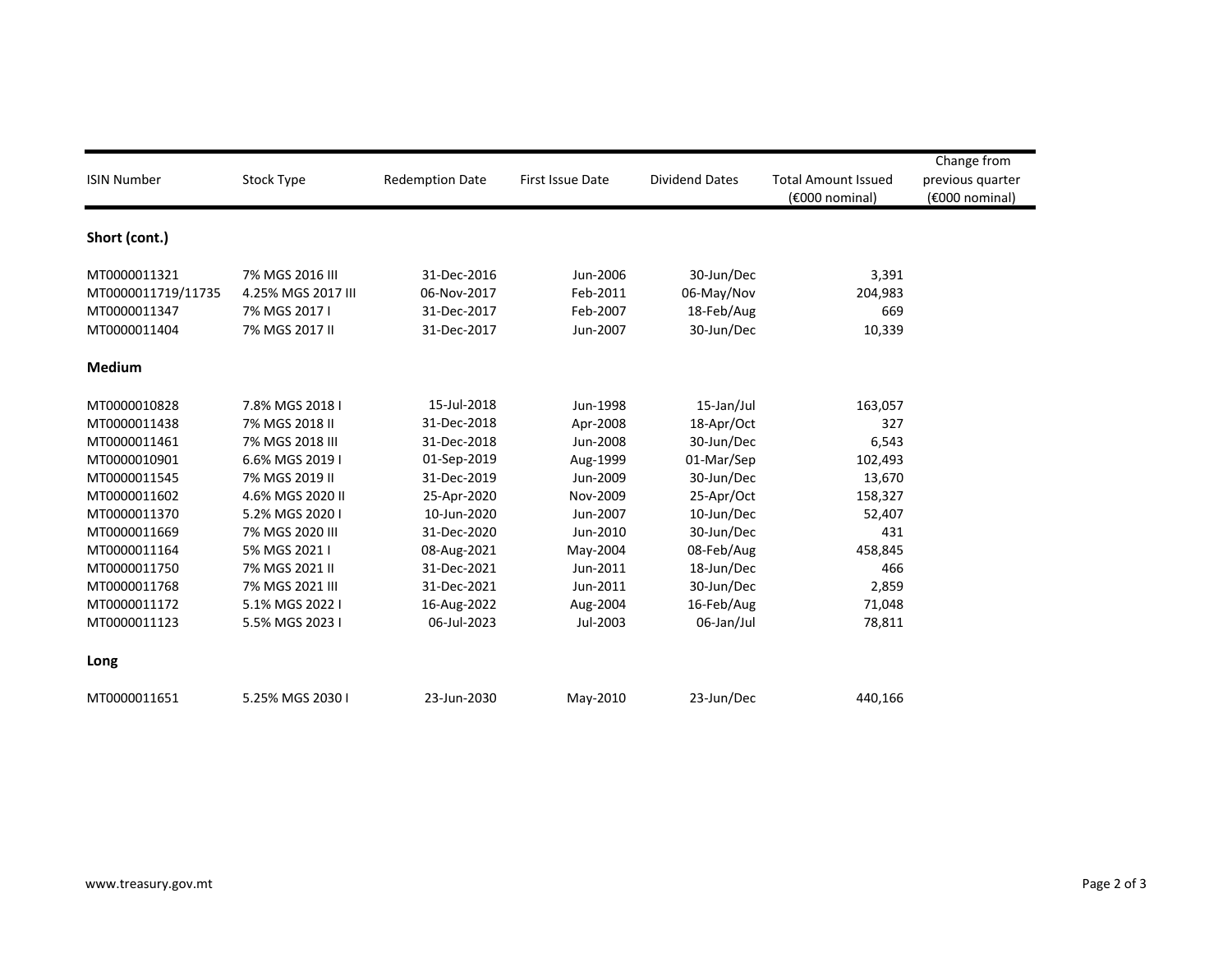| ISIN Number | Stock Type | Redemption Date | First Issue Date | Dividend Dates | Total Amount Issued (€000 nominal) | Change from previous quarter (€000 nominal) |
|---|---|---|---|---|---|---|
| **Short (cont.)** | | | | | | |
| MT0000011321 | 7% MGS 2016 III | 31-Dec-2016 | Jun-2006 | 30-Jun/Dec | 3,391 | |
| MT0000011719/11735 | 4.25% MGS 2017 III | 06-Nov-2017 | Feb-2011 | 06-May/Nov | 204,983 | |
| MT0000011347 | 7% MGS 2017 I | 31-Dec-2017 | Feb-2007 | 18-Feb/Aug | 669 | |
| MT0000011404 | 7% MGS 2017 II | 31-Dec-2017 | Jun-2007 | 30-Jun/Dec | 10,339 | |
| **Medium** | | | | | | |
| MT0000010828 | 7.8% MGS 2018 I | 15-Jul-2018 | Jun-1998 | 15-Jan/Jul | 163,057 | |
| MT0000011438 | 7% MGS 2018 II | 31-Dec-2018 | Apr-2008 | 18-Apr/Oct | 327 | |
| MT0000011461 | 7% MGS 2018 III | 31-Dec-2018 | Jun-2008 | 30-Jun/Dec | 6,543 | |
| MT0000010901 | 6.6% MGS 2019 I | 01-Sep-2019 | Aug-1999 | 01-Mar/Sep | 102,493 | |
| MT0000011545 | 7% MGS 2019 II | 31-Dec-2019 | Jun-2009 | 30-Jun/Dec | 13,670 | |
| MT0000011602 | 4.6% MGS 2020 II | 25-Apr-2020 | Nov-2009 | 25-Apr/Oct | 158,327 | |
| MT0000011370 | 5.2% MGS 2020 I | 10-Jun-2020 | Jun-2007 | 10-Jun/Dec | 52,407 | |
| MT0000011669 | 7% MGS 2020 III | 31-Dec-2020 | Jun-2010 | 30-Jun/Dec | 431 | |
| MT0000011164 | 5% MGS 2021 I | 08-Aug-2021 | May-2004 | 08-Feb/Aug | 458,845 | |
| MT0000011750 | 7% MGS 2021 II | 31-Dec-2021 | Jun-2011 | 18-Jun/Dec | 466 | |
| MT0000011768 | 7% MGS 2021 III | 31-Dec-2021 | Jun-2011 | 30-Jun/Dec | 2,859 | |
| MT0000011172 | 5.1% MGS 2022 I | 16-Aug-2022 | Aug-2004 | 16-Feb/Aug | 71,048 | |
| MT0000011123 | 5.5% MGS 2023 I | 06-Jul-2023 | Jul-2003 | 06-Jan/Jul | 78,811 | |
| **Long** | | | | | | |
| MT0000011651 | 5.25% MGS 2030 I | 23-Jun-2030 | May-2010 | 23-Jun/Dec | 440,166 | |

www.treasury.gov.mt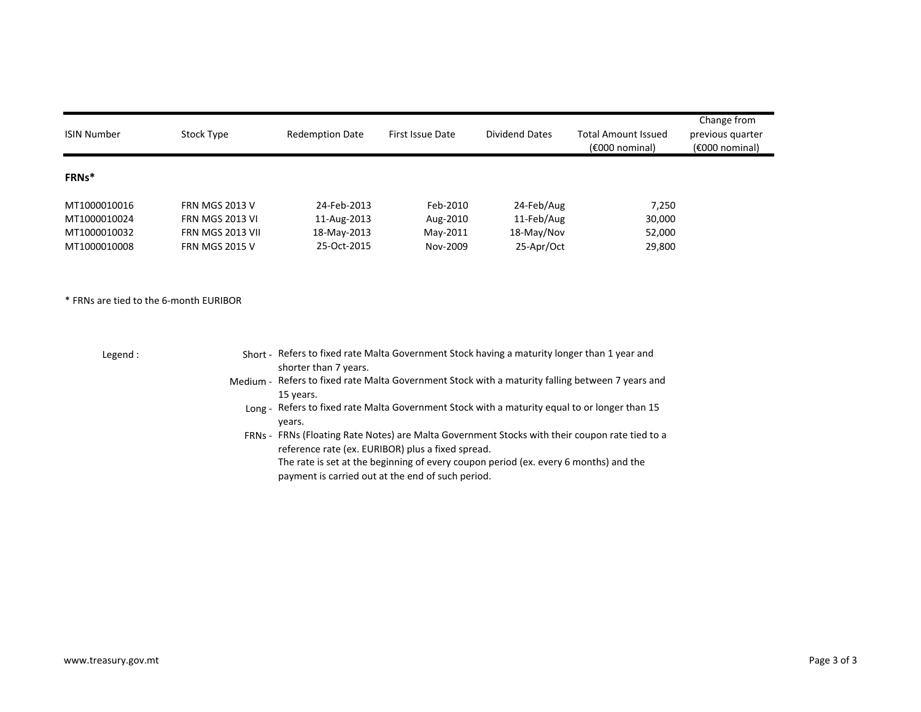| ISIN Number | Stock Type | Redemption Date | First Issue Date | Dividend Dates | Total Amount Issued (€000 nominal) | Change from previous quarter (€000 nominal) |
|---|---|---|---|---|---|---|
| **FRNs*** | | | | | | |
| MT1000010016 | FRN MGS 2013 V | 24-Feb-2013 | Feb-2010 | 24-Feb/Aug | 7,250 | |
| MT1000010024 | FRN MGS 2013 VI | 11-Aug-2013 | Aug-2010 | 11-Feb/Aug | 30,000 | |
| MT1000010032 | FRN MGS 2013 VII | 18-May-2013 | May-2011 | 18-May/Nov | 52,000 | |
| MT1000010008 | FRN MGS 2015 V | 25-Oct-2015 | Nov-2009 | 25-Apr/Oct | 29,800 | |

* FRNs are tied to the 6-month EURIBOR

Legend :

- Short - Refers to fixed rate Malta Government Stock having a maturity longer than 1 year and shorter than 7 years.
- Medium - Refers to fixed rate Malta Government Stock with a maturity falling between 7 years and 15 years.
- Long - Refers to fixed rate Malta Government Stock with a maturity equal to or longer than 15 years.
- FRNs - FRNs (Floating Rate Notes) are Malta Government Stocks with their coupon rate tied to a reference rate (ex. EURIBOR) plus a fixed spread.
  The rate is set at the beginning of every coupon period (ex. every 6 months) and the payment is carried out at the end of such period.

www.treasury.gov.mt